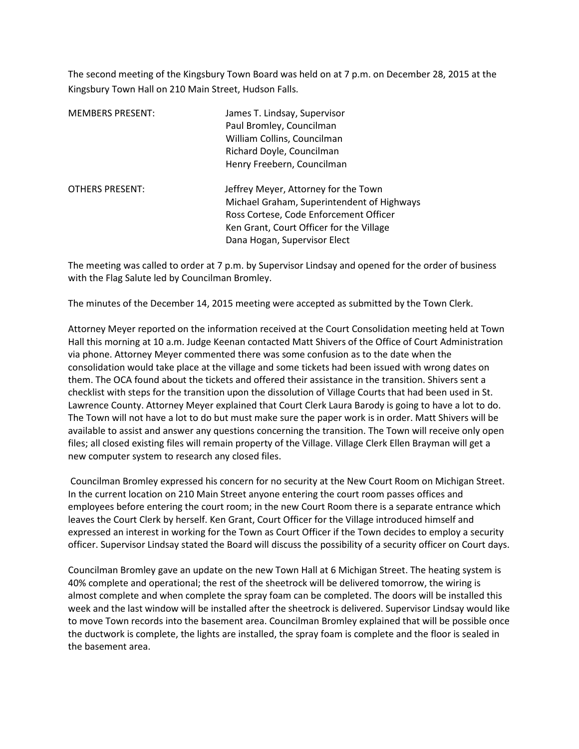The second meeting of the Kingsbury Town Board was held on at 7 p.m. on December 28, 2015 at the Kingsbury Town Hall on 210 Main Street, Hudson Falls.

| | |
|---|---|
| MEMBERS PRESENT: | James T. Lindsay, Supervisor<br>Paul Bromley, Councilman<br>William Collins, Councilman<br>Richard Doyle, Councilman<br>Henry Freebern, Councilman |
| OTHERS PRESENT: | Jeffrey Meyer, Attorney for the Town<br>Michael Graham, Superintendent of Highways<br>Ross Cortese, Code Enforcement Officer<br>Ken Grant, Court Officer for the Village<br>Dana Hogan, Supervisor Elect |

The meeting was called to order at 7 p.m. by Supervisor Lindsay and opened for the order of business with the Flag Salute led by Councilman Bromley.

The minutes of the December 14, 2015 meeting were accepted as submitted by the Town Clerk.

Attorney Meyer reported on the information received at the Court Consolidation meeting held at Town Hall this morning at 10 a.m. Judge Keenan contacted Matt Shivers of the Office of Court Administration via phone. Attorney Meyer commented there was some confusion as to the date when the consolidation would take place at the village and some tickets had been issued with wrong dates on them. The OCA found about the tickets and offered their assistance in the transition. Shivers sent a checklist with steps for the transition upon the dissolution of Village Courts that had been used in St. Lawrence County. Attorney Meyer explained that Court Clerk Laura Barody is going to have a lot to do. The Town will not have a lot to do but must make sure the paper work is in order. Matt Shivers will be available to assist and answer any questions concerning the transition. The Town will receive only open files; all closed existing files will remain property of the Village. Village Clerk Ellen Brayman will get a new computer system to research any closed files.

Councilman Bromley expressed his concern for no security at the New Court Room on Michigan Street. In the current location on 210 Main Street anyone entering the court room passes offices and employees before entering the court room; in the new Court Room there is a separate entrance which leaves the Court Clerk by herself. Ken Grant, Court Officer for the Village introduced himself and expressed an interest in working for the Town as Court Officer if the Town decides to employ a security officer. Supervisor Lindsay stated the Board will discuss the possibility of a security officer on Court days.

Councilman Bromley gave an update on the new Town Hall at 6 Michigan Street. The heating system is 40% complete and operational; the rest of the sheetrock will be delivered tomorrow, the wiring is almost complete and when complete the spray foam can be completed. The doors will be installed this week and the last window will be installed after the sheetrock is delivered. Supervisor Lindsay would like to move Town records into the basement area. Councilman Bromley explained that will be possible once the ductwork is complete, the lights are installed, the spray foam is complete and the floor is sealed in the basement area.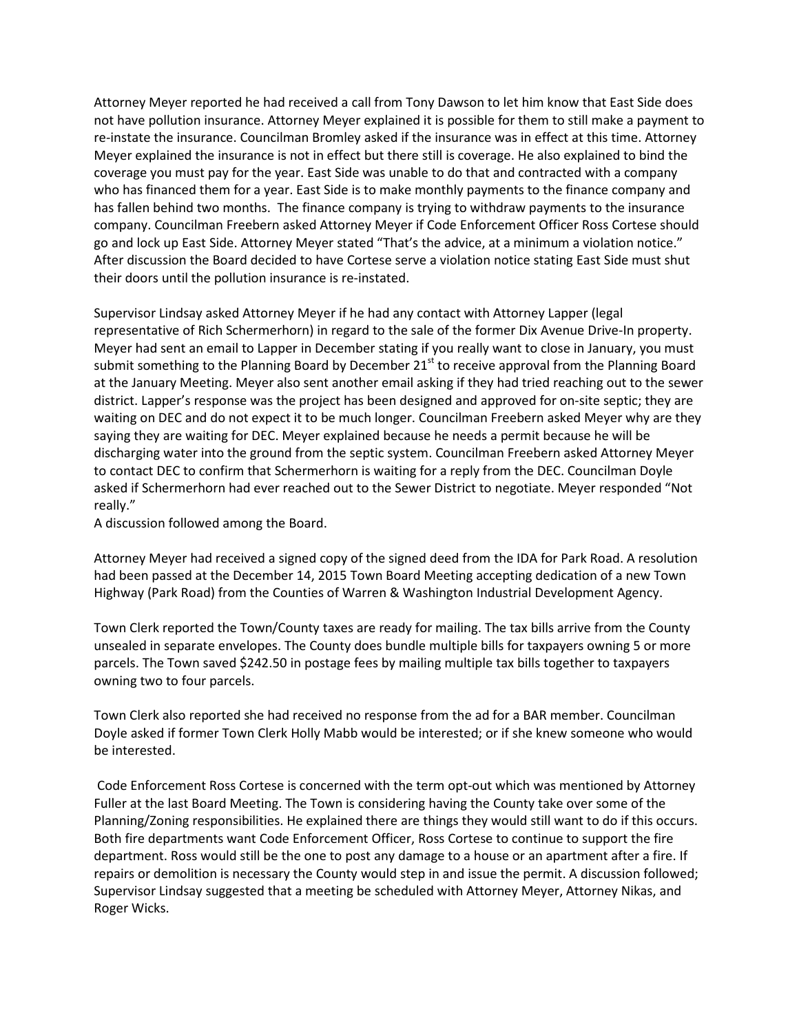Attorney Meyer reported he had received a call from Tony Dawson to let him know that East Side does not have pollution insurance. Attorney Meyer explained it is possible for them to still make a payment to re-instate the insurance. Councilman Bromley asked if the insurance was in effect at this time. Attorney Meyer explained the insurance is not in effect but there still is coverage. He also explained to bind the coverage you must pay for the year. East Side was unable to do that and contracted with a company who has financed them for a year. East Side is to make monthly payments to the finance company and has fallen behind two months. The finance company is trying to withdraw payments to the insurance company. Councilman Freebern asked Attorney Meyer if Code Enforcement Officer Ross Cortese should go and lock up East Side. Attorney Meyer stated "That's the advice, at a minimum a violation notice." After discussion the Board decided to have Cortese serve a violation notice stating East Side must shut their doors until the pollution insurance is re-instated.

Supervisor Lindsay asked Attorney Meyer if he had any contact with Attorney Lapper (legal representative of Rich Schermerhorn) in regard to the sale of the former Dix Avenue Drive-In property. Meyer had sent an email to Lapper in December stating if you really want to close in January, you must submit something to the Planning Board by December 21st to receive approval from the Planning Board at the January Meeting. Meyer also sent another email asking if they had tried reaching out to the sewer district. Lapper's response was the project has been designed and approved for on-site septic; they are waiting on DEC and do not expect it to be much longer. Councilman Freebern asked Meyer why are they saying they are waiting for DEC. Meyer explained because he needs a permit because he will be discharging water into the ground from the septic system. Councilman Freebern asked Attorney Meyer to contact DEC to confirm that Schermerhorn is waiting for a reply from the DEC. Councilman Doyle asked if Schermerhorn had ever reached out to the Sewer District to negotiate. Meyer responded "Not really."
A discussion followed among the Board.

Attorney Meyer had received a signed copy of the signed deed from the IDA for Park Road. A resolution had been passed at the December 14, 2015 Town Board Meeting accepting dedication of a new Town Highway (Park Road) from the Counties of Warren & Washington Industrial Development Agency.

Town Clerk reported the Town/County taxes are ready for mailing. The tax bills arrive from the County unsealed in separate envelopes. The County does bundle multiple bills for taxpayers owning 5 or more parcels. The Town saved $242.50 in postage fees by mailing multiple tax bills together to taxpayers owning two to four parcels.

Town Clerk also reported she had received no response from the ad for a BAR member. Councilman Doyle asked if former Town Clerk Holly Mabb would be interested; or if she knew someone who would be interested.

Code Enforcement Ross Cortese is concerned with the term opt-out which was mentioned by Attorney Fuller at the last Board Meeting. The Town is considering having the County take over some of the Planning/Zoning responsibilities. He explained there are things they would still want to do if this occurs. Both fire departments want Code Enforcement Officer, Ross Cortese to continue to support the fire department. Ross would still be the one to post any damage to a house or an apartment after a fire. If repairs or demolition is necessary the County would step in and issue the permit. A discussion followed; Supervisor Lindsay suggested that a meeting be scheduled with Attorney Meyer, Attorney Nikas, and Roger Wicks.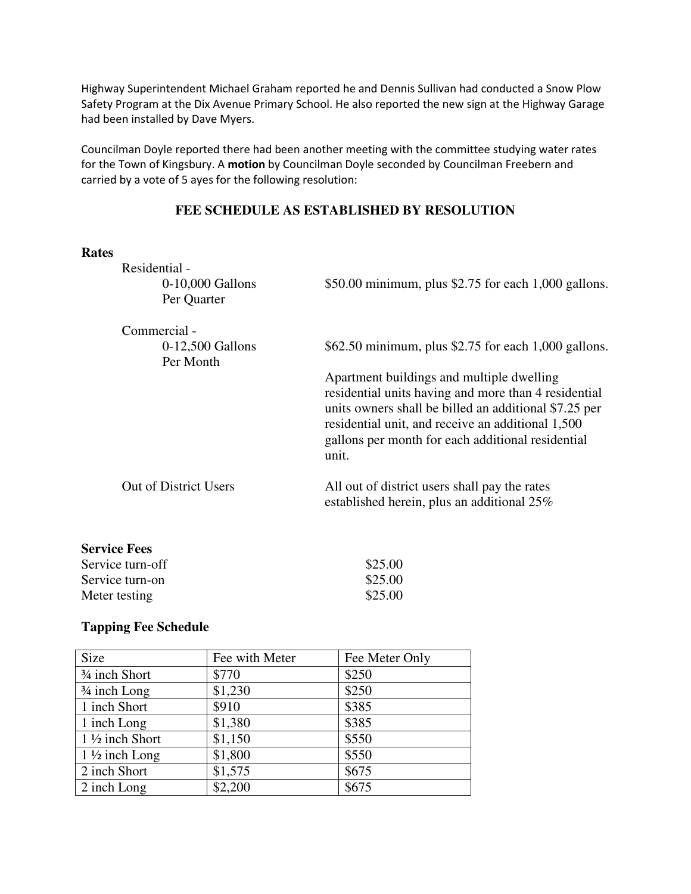Highway Superintendent Michael Graham reported he and Dennis Sullivan had conducted a Snow Plow Safety Program at the Dix Avenue Primary School. He also reported the new sign at the Highway Garage had been installed by Dave Myers.

Councilman Doyle reported there had been another meeting with the committee studying water rates for the Town of Kingsbury. A **motion** by Councilman Doyle seconded by Councilman Freebern and carried by a vote of 5 ayes for the following resolution:

## FEE SCHEDULE AS ESTABLISHED BY RESOLUTION

**Rates**

Residential -
0-10,000 Gallons Per Quarter — $50.00 minimum, plus $2.75 for each 1,000 gallons.

Commercial -
0-12,500 Gallons Per Month — $62.50 minimum, plus $2.75 for each 1,000 gallons.

Apartment buildings and multiple dwelling residential units having and more than 4 residential units owners shall be billed an additional $7.25 per residential unit, and receive an additional 1,500 gallons per month for each additional residential unit.

Out of District Users — All out of district users shall pay the rates established herein, plus an additional 25%

**Service Fees**

Service turn-off $25.00
Service turn-on $25.00
Meter testing $25.00

**Tapping Fee Schedule**

| Size | Fee with Meter | Fee Meter Only |
|---|---|---|
| ¾ inch Short | $770 | $250 |
| ¾ inch Long | $1,230 | $250 |
| 1 inch Short | $910 | $385 |
| 1 inch Long | $1,380 | $385 |
| 1 ½ inch Short | $1,150 | $550 |
| 1 ½ inch Long | $1,800 | $550 |
| 2 inch Short | $1,575 | $675 |
| 2 inch Long | $2,200 | $675 |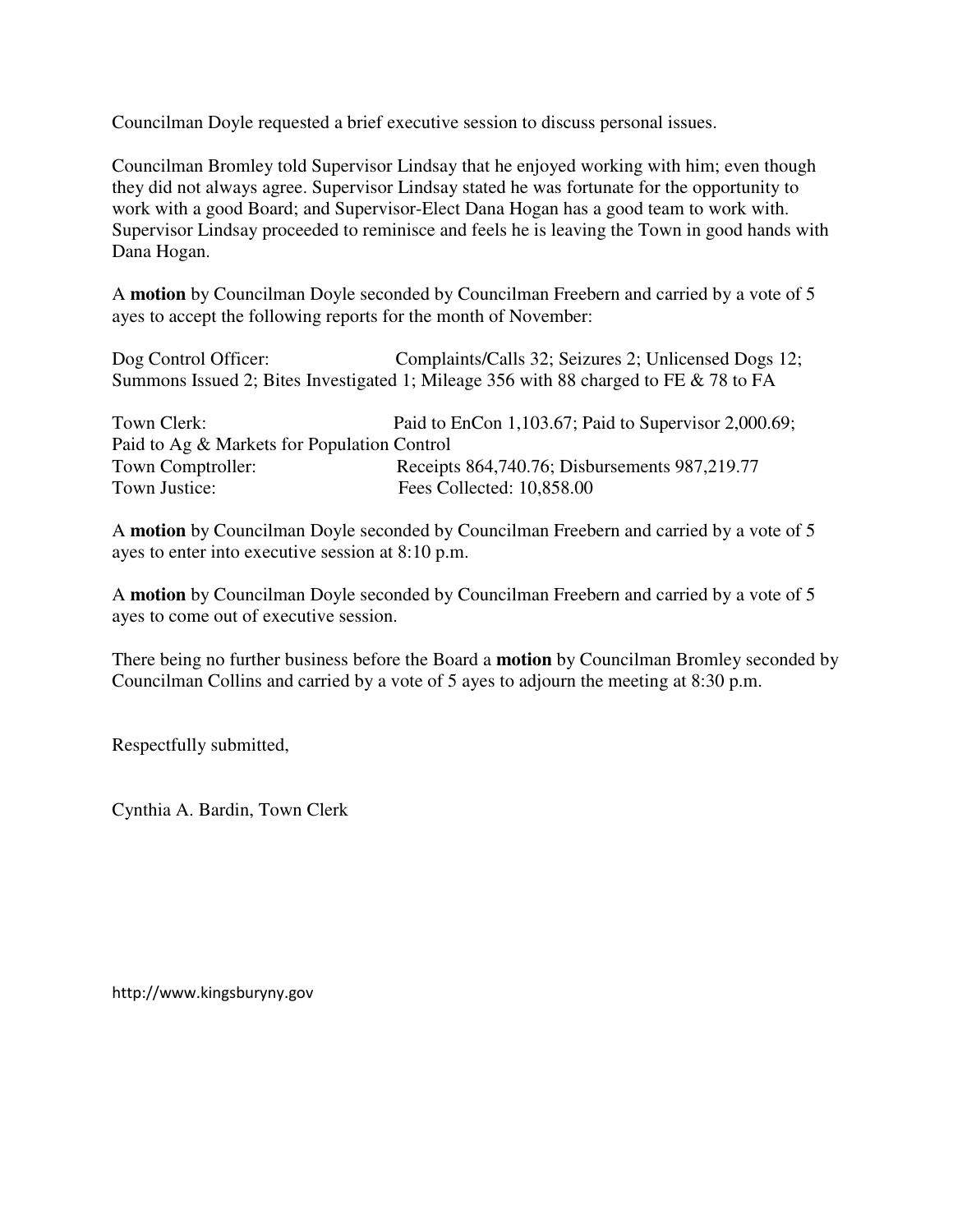Councilman Doyle requested a brief executive session to discuss personal issues.

Councilman Bromley told Supervisor Lindsay that he enjoyed working with him; even though they did not always agree. Supervisor Lindsay stated he was fortunate for the opportunity to work with a good Board; and Supervisor-Elect Dana Hogan has a good team to work with. Supervisor Lindsay proceeded to reminisce and feels he is leaving the Town in good hands with Dana Hogan.

A **motion** by Councilman Doyle seconded by Councilman Freebern and carried by a vote of 5 ayes to accept the following reports for the month of November:

Dog Control Officer: Complaints/Calls 32; Seizures 2; Unlicensed Dogs 12; Summons Issued 2; Bites Investigated 1; Mileage 356 with 88 charged to FE & 78 to FA

Town Clerk: Paid to EnCon 1,103.67; Paid to Supervisor 2,000.69; Paid to Ag & Markets for Population Control

Town Comptroller: Receipts 864,740.76; Disbursements 987,219.77

Town Justice: Fees Collected: 10,858.00

A **motion** by Councilman Doyle seconded by Councilman Freebern and carried by a vote of 5 ayes to enter into executive session at 8:10 p.m.

A **motion** by Councilman Doyle seconded by Councilman Freebern and carried by a vote of 5 ayes to come out of executive session.

There being no further business before the Board a **motion** by Councilman Bromley seconded by Councilman Collins and carried by a vote of 5 ayes to adjourn the meeting at 8:30 p.m.

Respectfully submitted,

Cynthia A. Bardin, Town Clerk

http://www.kingsburyny.gov